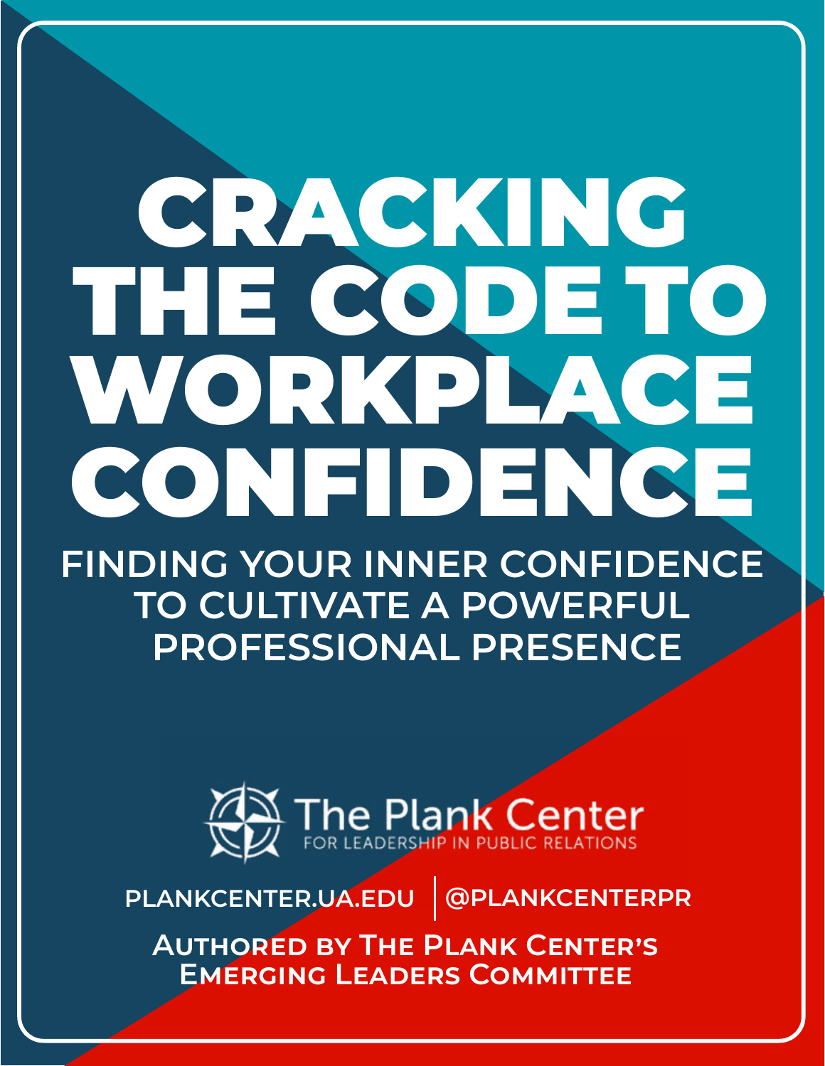# CRACKING THE CODE TO WORKPLACE CONFIDENCE

## FINDING YOUR INNER CONFIDENCE TO CULTIVATE A POWERFUL PROFESSIONAL PRESENCE

The Plank Center
FOR LEADERSHIP IN PUBLIC RELATIONS

PLANKCENTER.UA.EDU | @PLANKCENTERPR

**Authored by The Plank Center's Emerging Leaders Committee**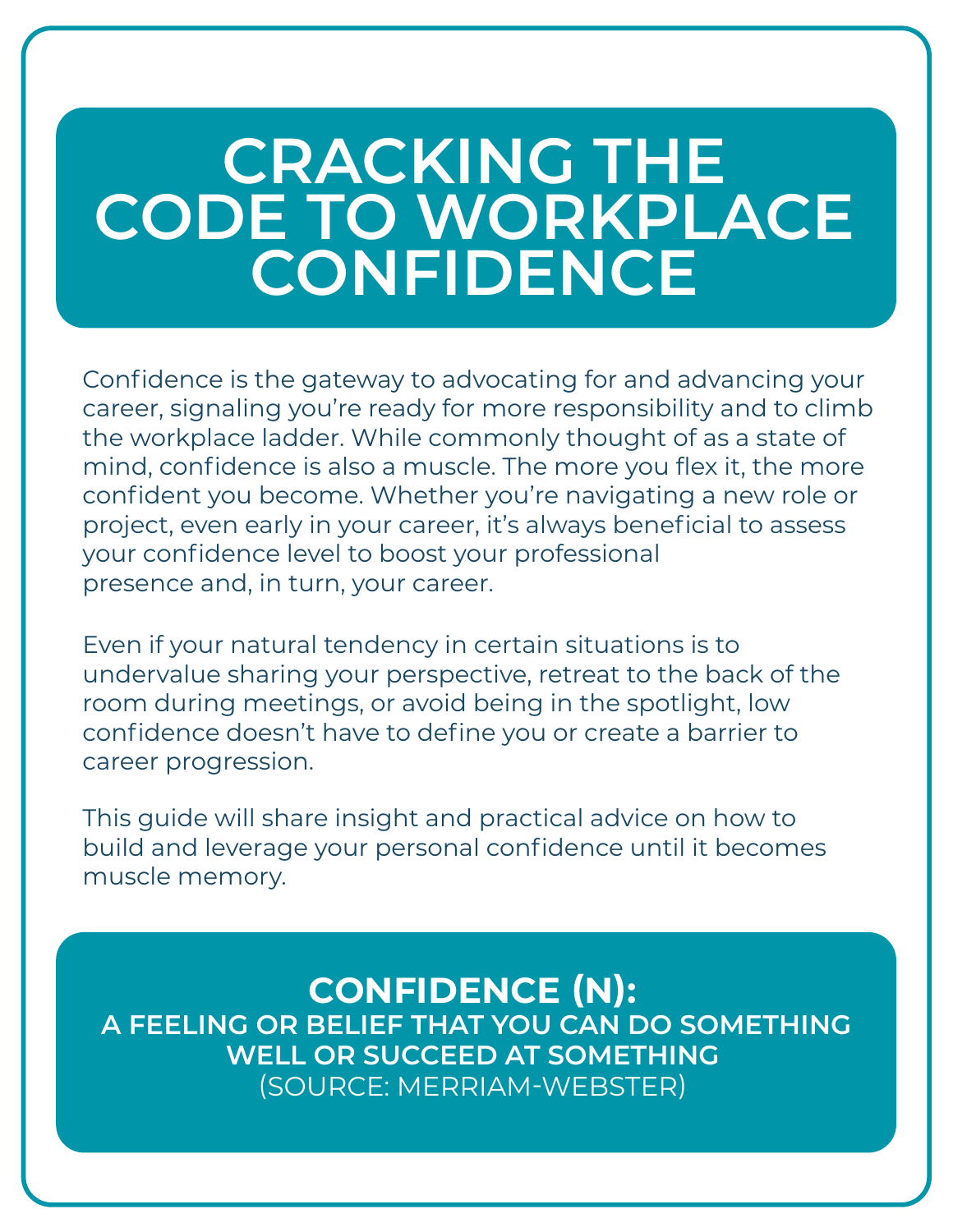# CRACKING THE CODE TO WORKPLACE CONFIDENCE

Confidence is the gateway to advocating for and advancing your career, signaling you're ready for more responsibility and to climb the workplace ladder. While commonly thought of as a state of mind, confidence is also a muscle. The more you flex it, the more confident you become. Whether you're navigating a new role or project, even early in your career, it's always beneficial to assess your confidence level to boost your professional presence and, in turn, your career.

Even if your natural tendency in certain situations is to undervalue sharing your perspective, retreat to the back of the room during meetings, or avoid being in the spotlight, low confidence doesn't have to define you or create a barrier to career progression.

This guide will share insight and practical advice on how to build and leverage your personal confidence until it becomes muscle memory.

**CONFIDENCE (N):**
**A FEELING OR BELIEF THAT YOU CAN DO SOMETHING WELL OR SUCCEED AT SOMETHING**
(SOURCE: MERRIAM-WEBSTER)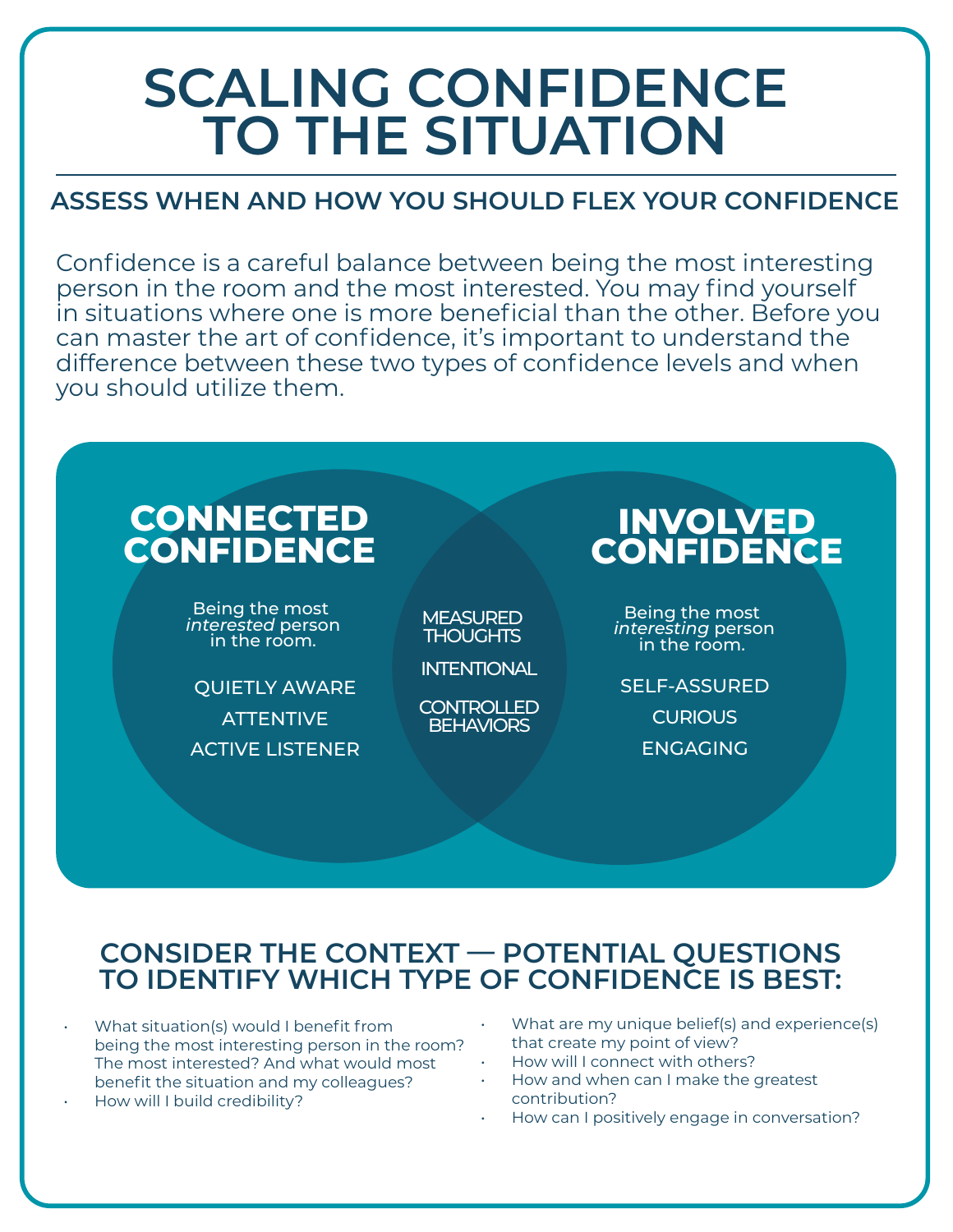# SCALING CONFIDENCE TO THE SITUATION

## ASSESS WHEN AND HOW YOU SHOULD FLEX YOUR CONFIDENCE

Confidence is a careful balance between being the most interesting person in the room and the most interested. You may find yourself in situations where one is more beneficial than the other. Before you can master the art of confidence, it's important to understand the difference between these two types of confidence levels and when you should utilize them.

### CONNECTED CONFIDENCE

Being the most *interested* person in the room.

- QUIETLY AWARE
- ATTENTIVE
- ACTIVE LISTENER

### (Shared)

- MEASURED THOUGHTS
- INTENTIONAL
- CONTROLLED BEHAVIORS

### INVOLVED CONFIDENCE

Being the most *interesting* person in the room.

- SELF-ASSURED
- CURIOUS
- ENGAGING

## CONSIDER THE CONTEXT — POTENTIAL QUESTIONS TO IDENTIFY WHICH TYPE OF CONFIDENCE IS BEST:

- What situation(s) would I benefit from being the most interesting person in the room? The most interested? And what would most benefit the situation and my colleagues?
- How will I build credibility?
- What are my unique belief(s) and experience(s) that create my point of view?
- How will I connect with others?
- How and when can I make the greatest contribution?
- How can I positively engage in conversation?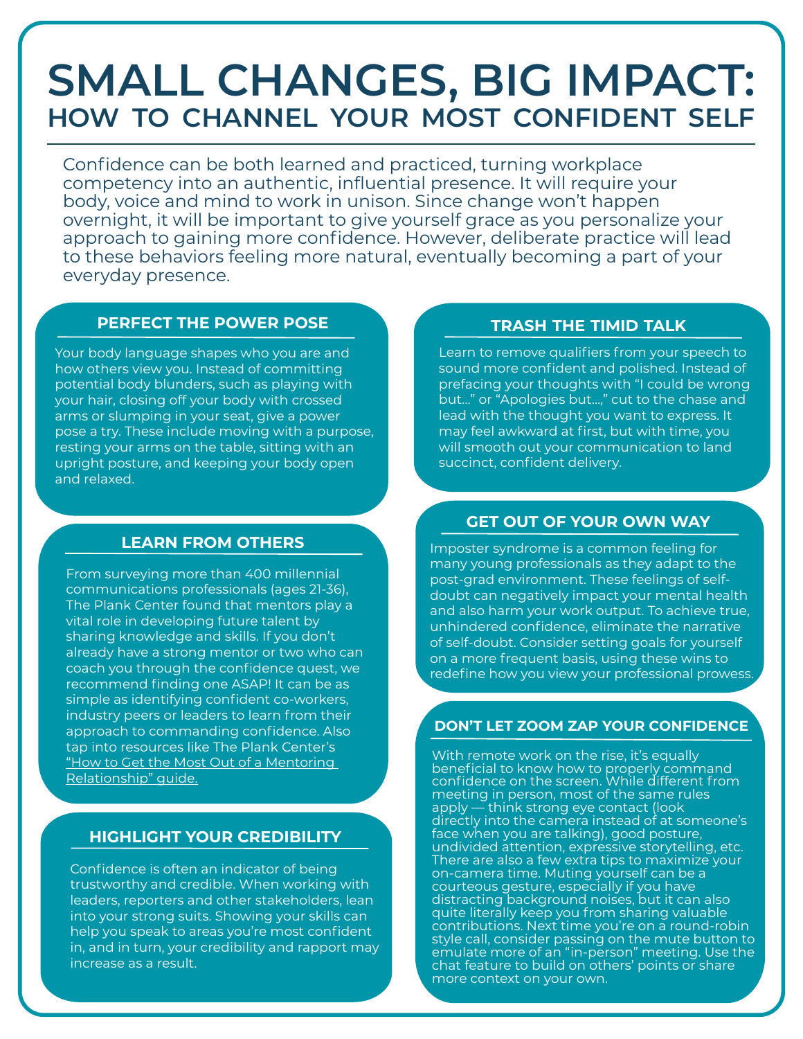# SMALL CHANGES, BIG IMPACT:
## HOW TO CHANNEL YOUR MOST CONFIDENT SELF

Confidence can be both learned and practiced, turning workplace competency into an authentic, influential presence. It will require your body, voice and mind to work in unison. Since change won't happen overnight, it will be important to give yourself grace as you personalize your approach to gaining more confidence. However, deliberate practice will lead to these behaviors feeling more natural, eventually becoming a part of your everyday presence.

### PERFECT THE POWER POSE

Your body language shapes who you are and how others view you. Instead of committing potential body blunders, such as playing with your hair, closing off your body with crossed arms or slumping in your seat, give a power pose a try. These include moving with a purpose, resting your arms on the table, sitting with an upright posture, and keeping your body open and relaxed.

### LEARN FROM OTHERS

From surveying more than 400 millennial communications professionals (ages 21-36), The Plank Center found that mentors play a vital role in developing future talent by sharing knowledge and skills. If you don't already have a strong mentor or two who can coach you through the confidence quest, we recommend finding one ASAP! It can be as simple as identifying confident co-workers, industry peers or leaders to learn from their approach to commanding confidence. Also tap into resources like The Plank Center's "How to Get the Most Out of a Mentoring Relationship" guide.

### HIGHLIGHT YOUR CREDIBILITY

Confidence is often an indicator of being trustworthy and credible. When working with leaders, reporters and other stakeholders, lean into your strong suits. Showing your skills can help you speak to areas you're most confident in, and in turn, your credibility and rapport may increase as a result.

### TRASH THE TIMID TALK

Learn to remove qualifiers from your speech to sound more confident and polished. Instead of prefacing your thoughts with "I could be wrong but..." or "Apologies but...," cut to the chase and lead with the thought you want to express. It may feel awkward at first, but with time, you will smooth out your communication to land succinct, confident delivery.

### GET OUT OF YOUR OWN WAY

Imposter syndrome is a common feeling for many young professionals as they adapt to the post-grad environment. These feelings of self-doubt can negatively impact your mental health and also harm your work output. To achieve true, unhindered confidence, eliminate the narrative of self-doubt. Consider setting goals for yourself on a more frequent basis, using these wins to redefine how you view your professional prowess.

### DON'T LET ZOOM ZAP YOUR CONFIDENCE

With remote work on the rise, it's equally beneficial to know how to properly command confidence on the screen. While different from meeting in person, most of the same rules apply — think strong eye contact (look directly into the camera instead of at someone's face when you are talking), good posture, undivided attention, expressive storytelling, etc. There are also a few extra tips to maximize your on-camera time. Muting yourself can be a courteous gesture, especially if you have distracting background noises, but it can also quite literally keep you from sharing valuable contributions. Next time you're on a round-robin style call, consider passing on the mute button to emulate more of an "in-person" meeting. Use the chat feature to build on others' points or share more context on your own.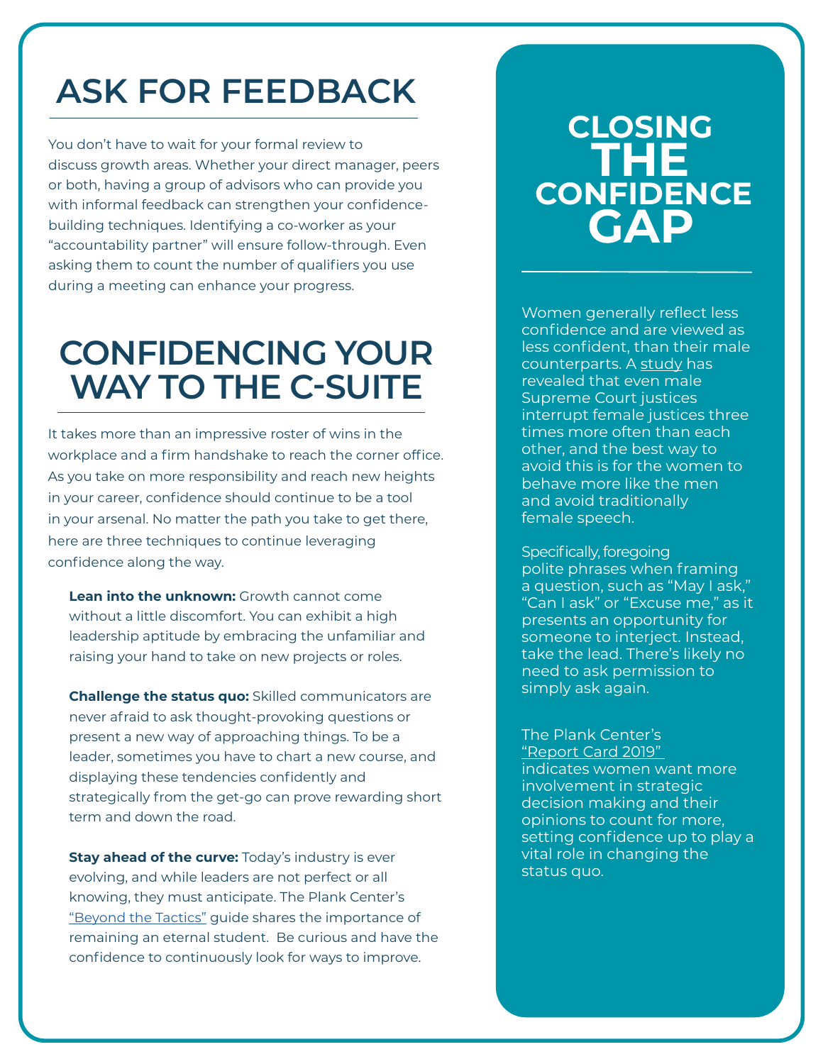## ASK FOR FEEDBACK

You don't have to wait for your formal review to discuss growth areas. Whether your direct manager, peers or both, having a group of advisors who can provide you with informal feedback can strengthen your confidence-building techniques. Identifying a co-worker as your "accountability partner" will ensure follow-through. Even asking them to count the number of qualifiers you use during a meeting can enhance your progress.

## CONFIDENCING YOUR WAY TO THE C-SUITE

It takes more than an impressive roster of wins in the workplace and a firm handshake to reach the corner office. As you take on more responsibility and reach new heights in your career, confidence should continue to be a tool in your arsenal. No matter the path you take to get there, here are three techniques to continue leveraging confidence along the way.

**Lean into the unknown:** Growth cannot come without a little discomfort. You can exhibit a high leadership aptitude by embracing the unfamiliar and raising your hand to take on new projects or roles.

**Challenge the status quo:** Skilled communicators are never afraid to ask thought-provoking questions or present a new way of approaching things. To be a leader, sometimes you have to chart a new course, and displaying these tendencies confidently and strategically from the get-go can prove rewarding short term and down the road.

**Stay ahead of the curve:** Today's industry is ever evolving, and while leaders are not perfect or all knowing, they must anticipate. The Plank Center's "Beyond the Tactics" guide shares the importance of remaining an eternal student. Be curious and have the confidence to continuously look for ways to improve.

## CLOSING THE CONFIDENCE GAP

Women generally reflect less confidence and are viewed as less confident, than their male counterparts. A study has revealed that even male Supreme Court justices interrupt female justices three times more often than each other, and the best way to avoid this is for the women to behave more like the men and avoid traditionally female speech.

Specifically, foregoing polite phrases when framing a question, such as "May I ask," "Can I ask" or "Excuse me," as it presents an opportunity for someone to interject. Instead, take the lead. There's likely no need to ask permission to simply ask again.

The Plank Center's "Report Card 2019" indicates women want more involvement in strategic decision making and their opinions to count for more, setting confidence up to play a vital role in changing the status quo.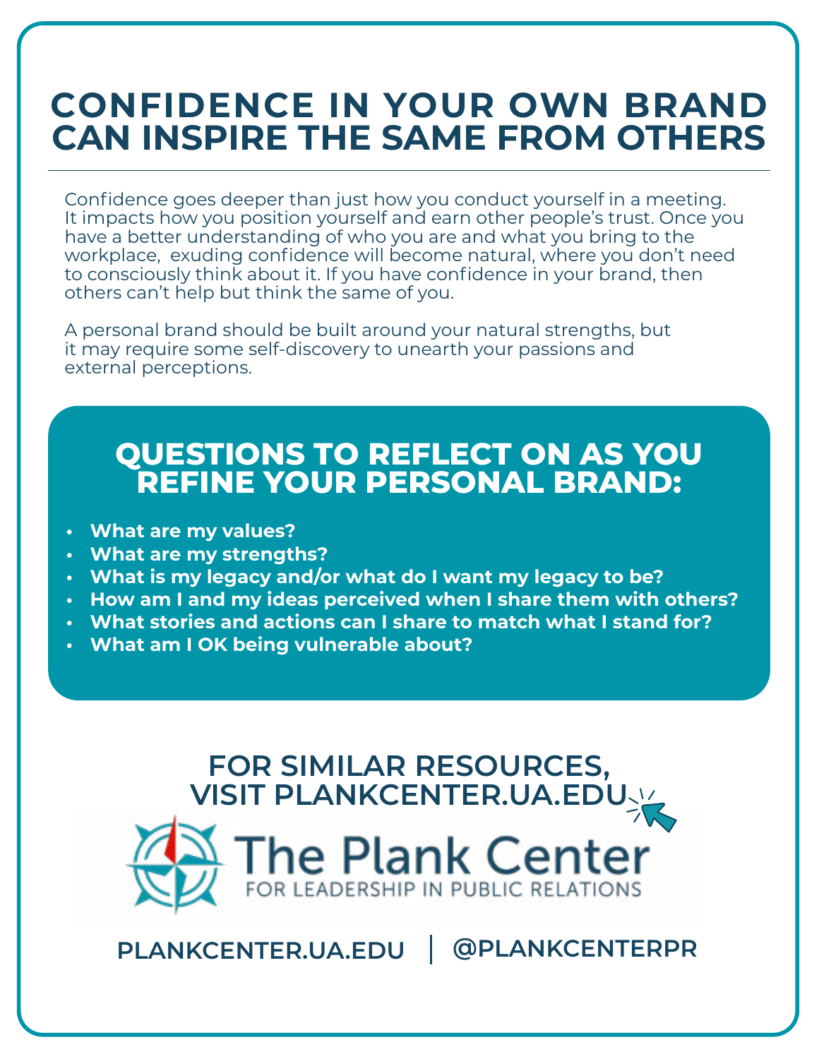# CONFIDENCE IN YOUR OWN BRAND CAN INSPIRE THE SAME FROM OTHERS

Confidence goes deeper than just how you conduct yourself in a meeting. It impacts how you position yourself and earn other people's trust. Once you have a better understanding of who you are and what you bring to the workplace, exuding confidence will become natural, where you don't need to consciously think about it. If you have confidence in your brand, then others can't help but think the same of you.

A personal brand should be built around your natural strengths, but it may require some self-discovery to unearth your passions and external perceptions.

## QUESTIONS TO REFLECT ON AS YOU REFINE YOUR PERSONAL BRAND:

- **What are my values?**
- **What are my strengths?**
- **What is my legacy and/or what do I want my legacy to be?**
- **How am I and my ideas perceived when I share them with others?**
- **What stories and actions can I share to match what I stand for?**
- **What am I OK being vulnerable about?**

## FOR SIMILAR RESOURCES, VISIT PLANKCENTER.UA.EDU

The Plank Center
FOR LEADERSHIP IN PUBLIC RELATIONS

**PLANKCENTER.UA.EDU | @PLANKCENTERPR**